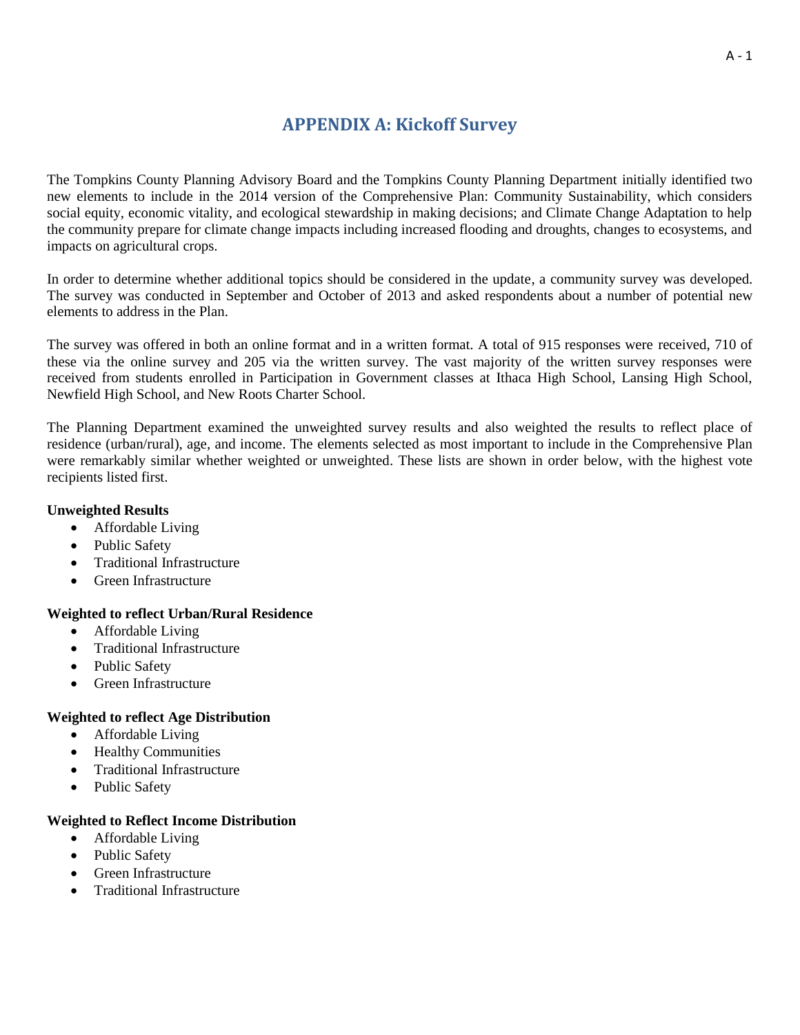# APPENDIX A: Kickoff Survey

The Tompkins County Planning Advisory Board and the Tompkins County Planning Department initially identified two new elements to include in the 2014 version of the Comprehensive Plan: Community Sustainability, which considers social equity, economic vitality, and ecological stewardship in making decisions; and Climate Change Adaptation to help the community prepare for climate change impacts including increased flooding and droughts, changes to ecosystems, and impacts on agricultural crops.

In order to determine whether additional topics should be considered in the update, a community survey was developed. The survey was conducted in September and October of 2013 and asked respondents about a number of potential new elements to address in the Plan.

The survey was offered in both an online format and in a written format. A total of 915 responses were received, 710 of these via the online survey and 205 via the written survey. The vast majority of the written survey responses were received from students enrolled in Participation in Government classes at Ithaca High School, Lansing High School, Newfield High School, and New Roots Charter School.

The Planning Department examined the unweighted survey results and also weighted the results to reflect place of residence (urban/rural), age, and income. The elements selected as most important to include in the Comprehensive Plan were remarkably similar whether weighted or unweighted. These lists are shown in order below, with the highest vote recipients listed first.

**Unweighted Results**

- Affordable Living
- Public Safety
- Traditional Infrastructure
- Green Infrastructure

**Weighted to reflect Urban/Rural Residence**

- Affordable Living
- Traditional Infrastructure
- Public Safety
- Green Infrastructure

**Weighted to reflect Age Distribution**

- Affordable Living
- Healthy Communities
- Traditional Infrastructure
- Public Safety

**Weighted to Reflect Income Distribution**

- Affordable Living
- Public Safety
- Green Infrastructure
- Traditional Infrastructure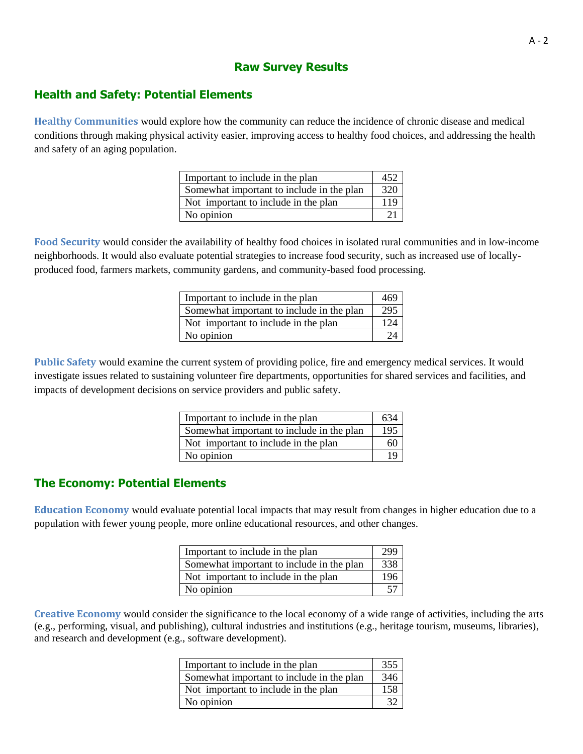# Raw Survey Results

## Health and Safety: Potential Elements

**Healthy Communities** would explore how the community can reduce the incidence of chronic disease and medical conditions through making physical activity easier, improving access to healthy food choices, and addressing the health and safety of an aging population.

| Response | Count |
|---|---|
| Important to include in the plan | 452 |
| Somewhat important to include in the plan | 320 |
| Not important to include in the plan | 119 |
| No opinion | 21 |

**Food Security** would consider the availability of healthy food choices in isolated rural communities and in low-income neighborhoods. It would also evaluate potential strategies to increase food security, such as increased use of locally-produced food, farmers markets, community gardens, and community-based food processing.

| Response | Count |
|---|---|
| Important to include in the plan | 469 |
| Somewhat important to include in the plan | 295 |
| Not important to include in the plan | 124 |
| No opinion | 24 |

**Public Safety** would examine the current system of providing police, fire and emergency medical services. It would investigate issues related to sustaining volunteer fire departments, opportunities for shared services and facilities, and impacts of development decisions on service providers and public safety.

| Response | Count |
|---|---|
| Important to include in the plan | 634 |
| Somewhat important to include in the plan | 195 |
| Not important to include in the plan | 60 |
| No opinion | 19 |

## The Economy: Potential Elements

**Education Economy** would evaluate potential local impacts that may result from changes in higher education due to a population with fewer young people, more online educational resources, and other changes.

| Response | Count |
|---|---|
| Important to include in the plan | 299 |
| Somewhat important to include in the plan | 338 |
| Not important to include in the plan | 196 |
| No opinion | 57 |

**Creative Economy** would consider the significance to the local economy of a wide range of activities, including the arts (e.g., performing, visual, and publishing), cultural industries and institutions (e.g., heritage tourism, museums, libraries), and research and development (e.g., software development).

| Response | Count |
|---|---|
| Important to include in the plan | 355 |
| Somewhat important to include in the plan | 346 |
| Not important to include in the plan | 158 |
| No opinion | 32 |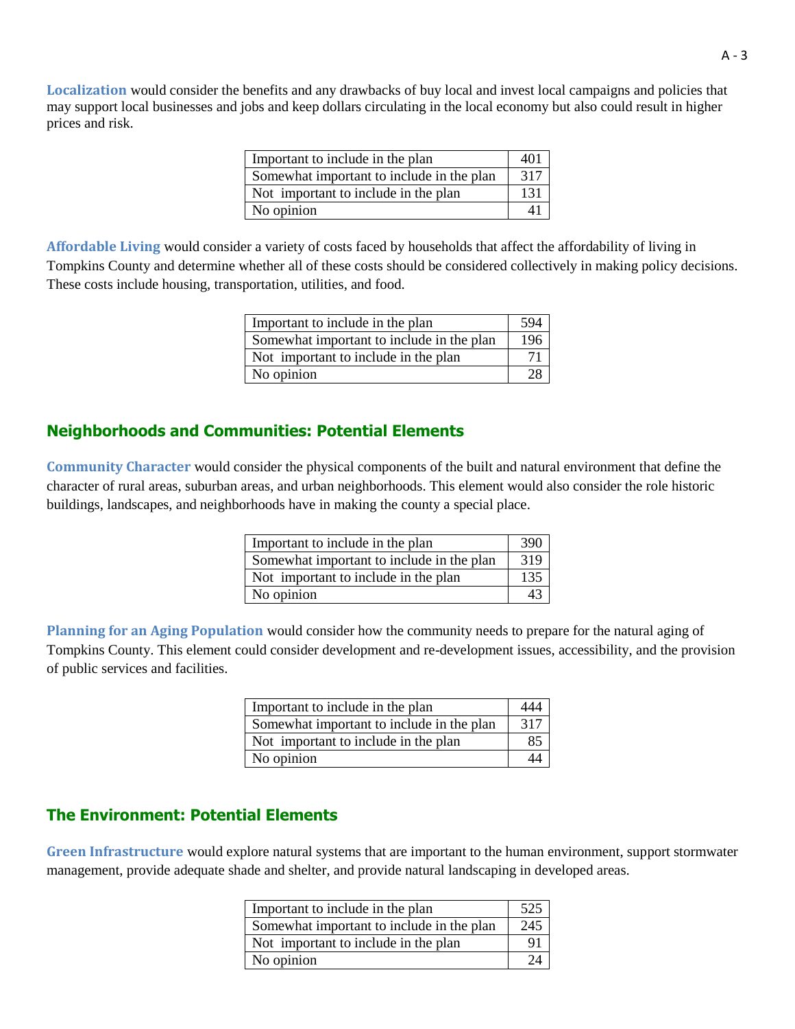**Localization** would consider the benefits and any drawbacks of buy local and invest local campaigns and policies that may support local businesses and jobs and keep dollars circulating in the local economy but also could result in higher prices and risk.

| | |
|---|---|
| Important to include in the plan | 401 |
| Somewhat important to include in the plan | 317 |
| Not important to include in the plan | 131 |
| No opinion | 41 |

**Affordable Living** would consider a variety of costs faced by households that affect the affordability of living in Tompkins County and determine whether all of these costs should be considered collectively in making policy decisions. These costs include housing, transportation, utilities, and food.

| | |
|---|---|
| Important to include in the plan | 594 |
| Somewhat important to include in the plan | 196 |
| Not important to include in the plan | 71 |
| No opinion | 28 |

## Neighborhoods and Communities: Potential Elements

**Community Character** would consider the physical components of the built and natural environment that define the character of rural areas, suburban areas, and urban neighborhoods. This element would also consider the role historic buildings, landscapes, and neighborhoods have in making the county a special place.

| | |
|---|---|
| Important to include in the plan | 390 |
| Somewhat important to include in the plan | 319 |
| Not important to include in the plan | 135 |
| No opinion | 43 |

**Planning for an Aging Population** would consider how the community needs to prepare for the natural aging of Tompkins County. This element could consider development and re-development issues, accessibility, and the provision of public services and facilities.

| | |
|---|---|
| Important to include in the plan | 444 |
| Somewhat important to include in the plan | 317 |
| Not important to include in the plan | 85 |
| No opinion | 44 |

## The Environment: Potential Elements

**Green Infrastructure** would explore natural systems that are important to the human environment, support stormwater management, provide adequate shade and shelter, and provide natural landscaping in developed areas.

| | |
|---|---|
| Important to include in the plan | 525 |
| Somewhat important to include in the plan | 245 |
| Not important to include in the plan | 91 |
| No opinion | 24 |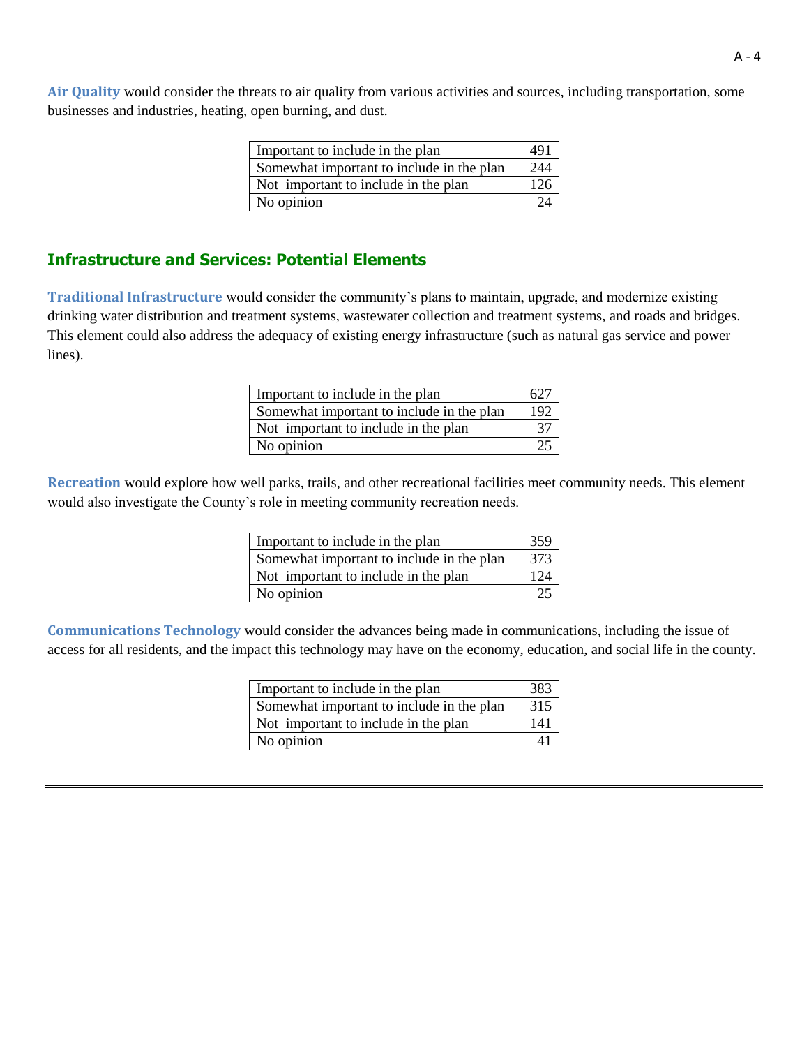**Air Quality** would consider the threats to air quality from various activities and sources, including transportation, some businesses and industries, heating, open burning, and dust.

| | |
|---|---|
| Important to include in the plan | 491 |
| Somewhat important to include in the plan | 244 |
| Not important to include in the plan | 126 |
| No opinion | 24 |

## Infrastructure and Services: Potential Elements

**Traditional Infrastructure** would consider the community's plans to maintain, upgrade, and modernize existing drinking water distribution and treatment systems, wastewater collection and treatment systems, and roads and bridges. This element could also address the adequacy of existing energy infrastructure (such as natural gas service and power lines).

| | |
|---|---|
| Important to include in the plan | 627 |
| Somewhat important to include in the plan | 192 |
| Not important to include in the plan | 37 |
| No opinion | 25 |

**Recreation** would explore how well parks, trails, and other recreational facilities meet community needs. This element would also investigate the County's role in meeting community recreation needs.

| | |
|---|---|
| Important to include in the plan | 359 |
| Somewhat important to include in the plan | 373 |
| Not important to include in the plan | 124 |
| No opinion | 25 |

**Communications Technology** would consider the advances being made in communications, including the issue of access for all residents, and the impact this technology may have on the economy, education, and social life in the county.

| | |
|---|---|
| Important to include in the plan | 383 |
| Somewhat important to include in the plan | 315 |
| Not important to include in the plan | 141 |
| No opinion | 41 |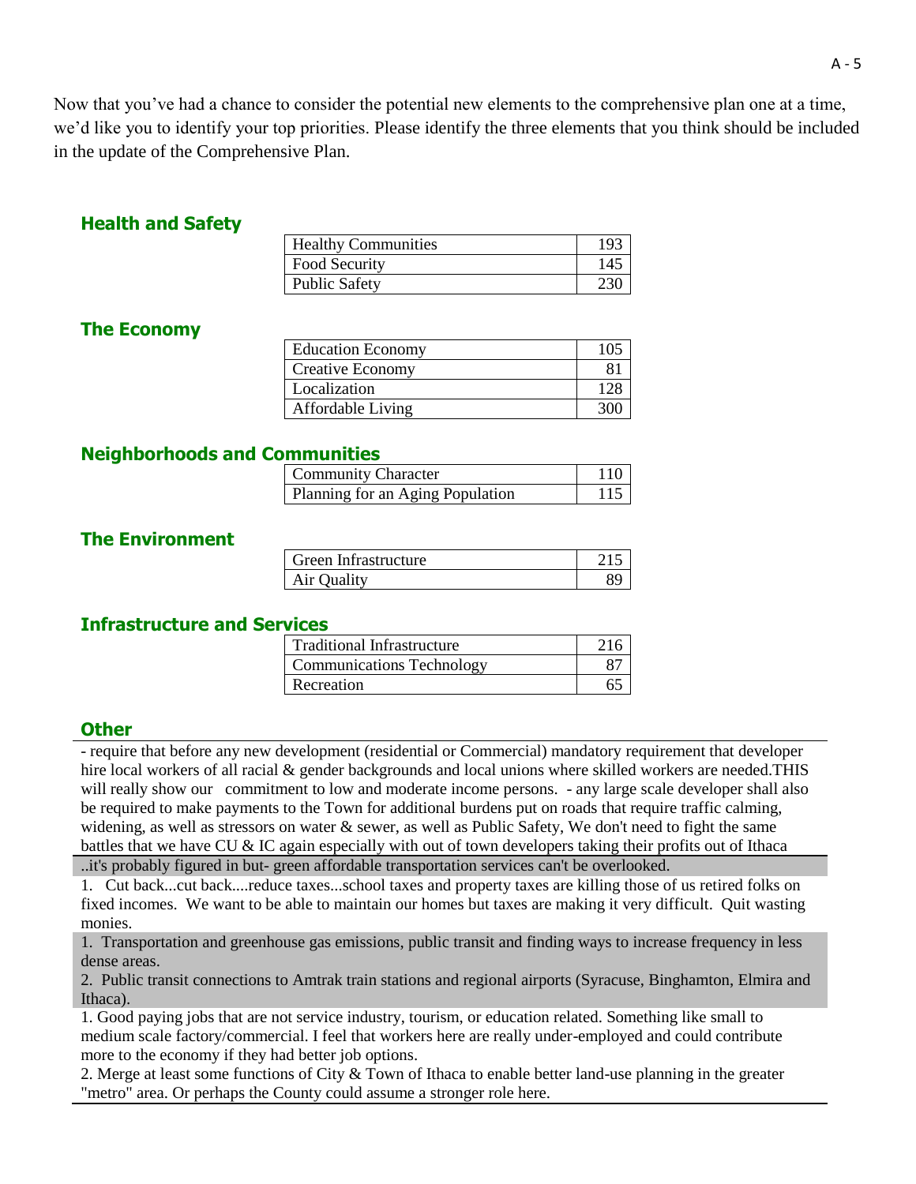Now that you've had a chance to consider the potential new elements to the comprehensive plan one at a time, we'd like you to identify your top priorities. Please identify the three elements that you think should be included in the update of the Comprehensive Plan.

### Health and Safety

| | |
|---|---|
| Healthy Communities | 193 |
| Food Security | 145 |
| Public Safety | 230 |

### The Economy

| | |
|---|---|
| Education Economy | 105 |
| Creative Economy | 81 |
| Localization | 128 |
| Affordable Living | 300 |

### Neighborhoods and Communities

| | |
|---|---|
| Community Character | 110 |
| Planning for an Aging Population | 115 |

### The Environment

| | |
|---|---|
| Green Infrastructure | 215 |
| Air Quality | 89 |

### Infrastructure and Services

| | |
|---|---|
| Traditional Infrastructure | 216 |
| Communications Technology | 87 |
| Recreation | 65 |

### Other

- require that before any new development (residential or Commercial) mandatory requirement that developer hire local workers of all racial & gender backgrounds and local unions where skilled workers are needed.THIS will really show our commitment to low and moderate income persons. - any large scale developer shall also be required to make payments to the Town for additional burdens put on roads that require traffic calming, widening, as well as stressors on water & sewer, as well as Public Safety, We don't need to fight the same battles that we have CU & IC again especially with out of town developers taking their profits out of Ithaca

..it's probably figured in but- green affordable transportation services can't be overlooked.

1. Cut back...cut back....reduce taxes...school taxes and property taxes are killing those of us retired folks on fixed incomes. We want to be able to maintain our homes but taxes are making it very difficult. Quit wasting monies.

1. Transportation and greenhouse gas emissions, public transit and finding ways to increase frequency in less dense areas.
2. Public transit connections to Amtrak train stations and regional airports (Syracuse, Binghamton, Elmira and Ithaca).

1. Good paying jobs that are not service industry, tourism, or education related. Something like small to medium scale factory/commercial. I feel that workers here are really under-employed and could contribute more to the economy if they had better job options.
2. Merge at least some functions of City & Town of Ithaca to enable better land-use planning in the greater "metro" area. Or perhaps the County could assume a stronger role here.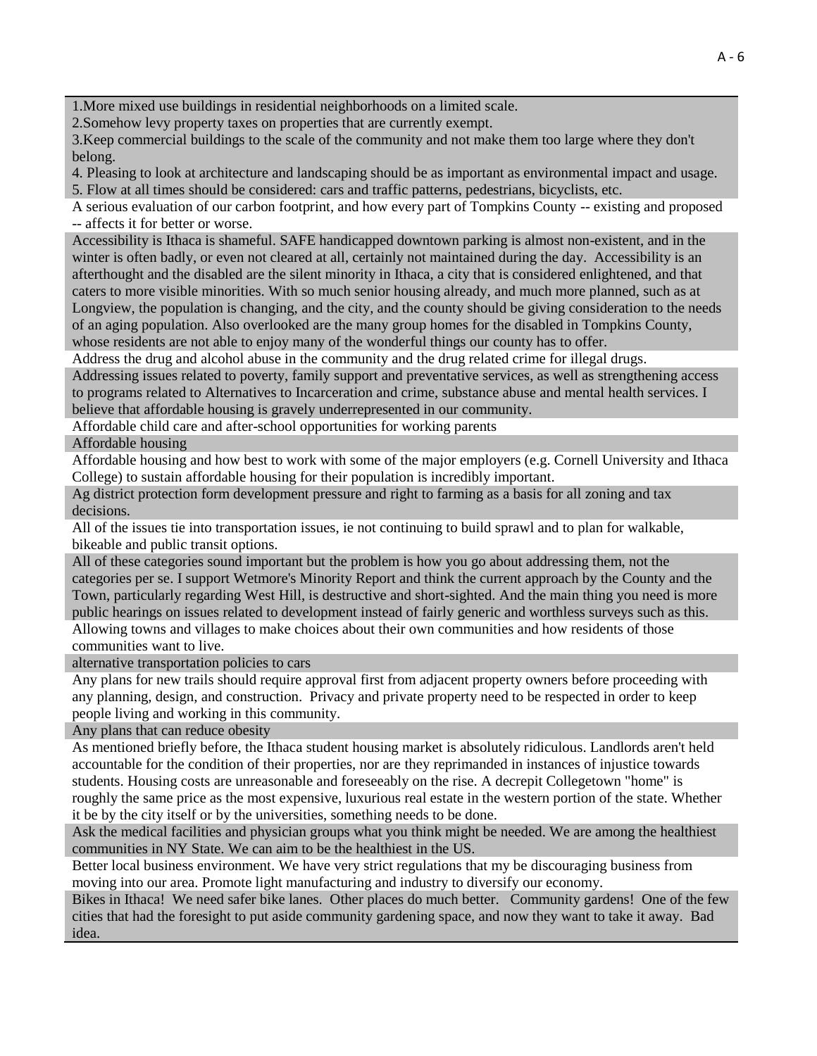1.More mixed use buildings in residential neighborhoods on a limited scale.
2.Somehow levy property taxes on properties that are currently exempt.
3.Keep commercial buildings to the scale of the community and not make them too large where they don't belong.
4. Pleasing to look at architecture and landscaping should be as important as environmental impact and usage.
5. Flow at all times should be considered: cars and traffic patterns, pedestrians, bicyclists, etc.

A serious evaluation of our carbon footprint, and how every part of Tompkins County -- existing and proposed -- affects it for better or worse.

Accessibility is Ithaca is shameful. SAFE handicapped downtown parking is almost non-existent, and in the winter is often badly, or even not cleared at all, certainly not maintained during the day. Accessibility is an afterthought and the disabled are the silent minority in Ithaca, a city that is considered enlightened, and that caters to more visible minorities. With so much senior housing already, and much more planned, such as at Longview, the population is changing, and the city, and the county should be giving consideration to the needs of an aging population. Also overlooked are the many group homes for the disabled in Tompkins County, whose residents are not able to enjoy many of the wonderful things our county has to offer.

Address the drug and alcohol abuse in the community and the drug related crime for illegal drugs.

Addressing issues related to poverty, family support and preventative services, as well as strengthening access to programs related to Alternatives to Incarceration and crime, substance abuse and mental health services. I believe that affordable housing is gravely underrepresented in our community.

Affordable child care and after-school opportunities for working parents

Affordable housing

Affordable housing and how best to work with some of the major employers (e.g. Cornell University and Ithaca College) to sustain affordable housing for their population is incredibly important.

Ag district protection form development pressure and right to farming as a basis for all zoning and tax decisions.

All of the issues tie into transportation issues, ie not continuing to build sprawl and to plan for walkable, bikeable and public transit options.

All of these categories sound important but the problem is how you go about addressing them, not the categories per se. I support Wetmore's Minority Report and think the current approach by the County and the Town, particularly regarding West Hill, is destructive and short-sighted. And the main thing you need is more public hearings on issues related to development instead of fairly generic and worthless surveys such as this.

Allowing towns and villages to make choices about their own communities and how residents of those communities want to live.

alternative transportation policies to cars

Any plans for new trails should require approval first from adjacent property owners before proceeding with any planning, design, and construction. Privacy and private property need to be respected in order to keep people living and working in this community.

Any plans that can reduce obesity

As mentioned briefly before, the Ithaca student housing market is absolutely ridiculous. Landlords aren't held accountable for the condition of their properties, nor are they reprimanded in instances of injustice towards students. Housing costs are unreasonable and foreseeably on the rise. A decrepit Collegetown "home" is roughly the same price as the most expensive, luxurious real estate in the western portion of the state. Whether it be by the city itself or by the universities, something needs to be done.

Ask the medical facilities and physician groups what you think might be needed. We are among the healthiest communities in NY State. We can aim to be the healthiest in the US.

Better local business environment. We have very strict regulations that my be discouraging business from moving into our area. Promote light manufacturing and industry to diversify our economy.

Bikes in Ithaca! We need safer bike lanes. Other places do much better. Community gardens! One of the few cities that had the foresight to put aside community gardening space, and now they want to take it away. Bad idea.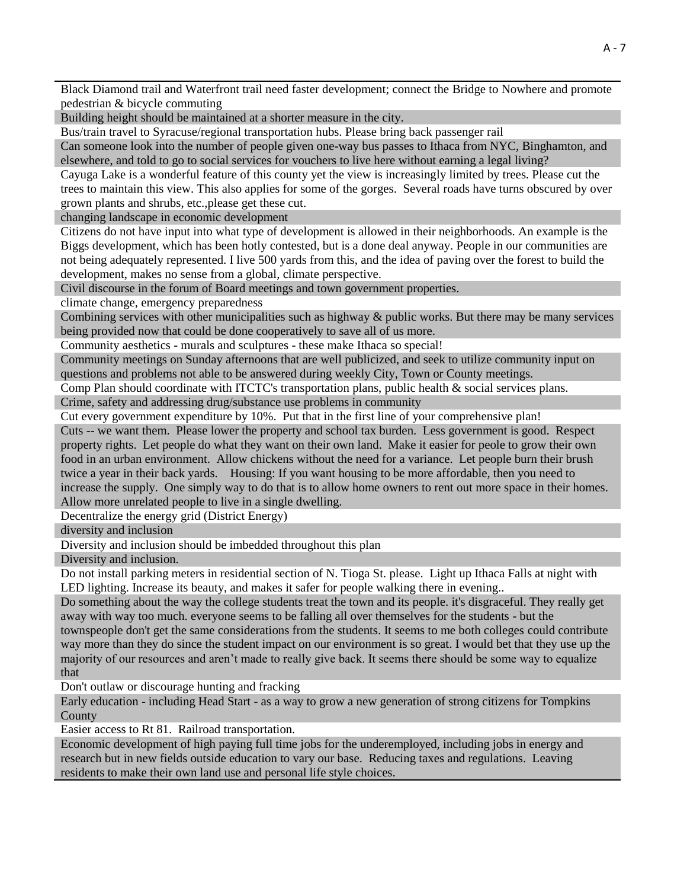| |
|---|
| Black Diamond trail and Waterfront trail need faster development; connect the Bridge to Nowhere and promote pedestrian & bicycle commuting |
| Building height should be maintained at a shorter measure in the city. |
| Bus/train travel to Syracuse/regional transportation hubs. Please bring back passenger rail |
| Can someone look into the number of people given one-way bus passes to Ithaca from NYC, Binghamton, and elsewhere, and told to go to social services for vouchers to live here without earning a legal living? |
| Cayuga Lake is a wonderful feature of this county yet the view is increasingly limited by trees. Please cut the trees to maintain this view. This also applies for some of the gorges. Several roads have turns obscured by over grown plants and shrubs, etc.,please get these cut. |
| changing landscape in economic development |
| Citizens do not have input into what type of development is allowed in their neighborhoods. An example is the Biggs development, which has been hotly contested, but is a done deal anyway. People in our communities are not being adequately represented. I live 500 yards from this, and the idea of paving over the forest to build the development, makes no sense from a global, climate perspective. |
| Civil discourse in the forum of Board meetings and town government properties. |
| climate change, emergency preparedness |
| Combining services with other municipalities such as highway & public works. But there may be many services being provided now that could be done cooperatively to save all of us more. |
| Community aesthetics - murals and sculptures - these make Ithaca so special! |
| Community meetings on Sunday afternoons that are well publicized, and seek to utilize community input on questions and problems not able to be answered during weekly City, Town or County meetings. |
| Comp Plan should coordinate with ITCTC's transportation plans, public health & social services plans. |
| Crime, safety and addressing drug/substance use problems in community |
| Cut every government expenditure by 10%. Put that in the first line of your comprehensive plan! |
| Cuts -- we want them. Please lower the property and school tax burden. Less government is good. Respect property rights. Let people do what they want on their own land. Make it easier for peole to grow their own food in an urban environment. Allow chickens without the need for a variance. Let people burn their brush twice a year in their back yards. Housing: If you want housing to be more affordable, then you need to increase the supply. One simply way to do that is to allow home owners to rent out more space in their homes. Allow more unrelated people to live in a single dwelling. |
| Decentralize the energy grid (District Energy) |
| diversity and inclusion |
| Diversity and inclusion should be imbedded throughout this plan |
| Diversity and inclusion. |
| Do not install parking meters in residential section of N. Tioga St. please. Light up Ithaca Falls at night with LED lighting. Increase its beauty, and makes it safer for people walking there in evening.. |
| Do something about the way the college students treat the town and its people. it's disgraceful. They really get away with way too much. everyone seems to be falling all over themselves for the students - but the townspeople don't get the same considerations from the students. It seems to me both colleges could contribute way more than they do since the student impact on our environment is so great. I would bet that they use up the majority of our resources and aren't made to really give back. It seems there should be some way to equalize that |
| Don't outlaw or discourage hunting and fracking |
| Early education - including Head Start - as a way to grow a new generation of strong citizens for Tompkins County |
| Easier access to Rt 81. Railroad transportation. |
| Economic development of high paying full time jobs for the underemployed, including jobs in energy and research but in new fields outside education to vary our base. Reducing taxes and regulations. Leaving residents to make their own land use and personal life style choices. |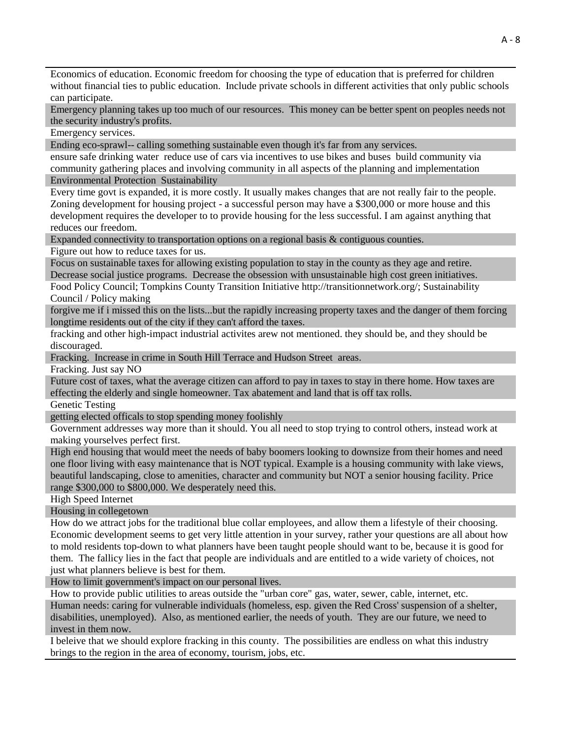Economics of education. Economic freedom for choosing the type of education that is preferred for children without financial ties to public education. Include private schools in different activities that only public schools can participate.

Emergency planning takes up too much of our resources. This money can be better spent on peoples needs not the security industry's profits.

Emergency services.

Ending eco-sprawl-- calling something sustainable even though it's far from any services.

ensure safe drinking water reduce use of cars via incentives to use bikes and buses build community via community gathering places and involving community in all aspects of the planning and implementation

Environmental Protection Sustainability

Every time govt is expanded, it is more costly. It usually makes changes that are not really fair to the people. Zoning development for housing project - a successful person may have a $300,000 or more house and this development requires the developer to to provide housing for the less successful. I am against anything that reduces our freedom.

Expanded connectivity to transportation options on a regional basis & contiguous counties.

Figure out how to reduce taxes for us.

Focus on sustainable taxes for allowing existing population to stay in the county as they age and retire. Decrease social justice programs. Decrease the obsession with unsustainable high cost green initiatives.

Food Policy Council; Tompkins County Transition Initiative http://transitionnetwork.org/; Sustainability Council / Policy making

forgive me if i missed this on the lists...but the rapidly increasing property taxes and the danger of them forcing longtime residents out of the city if they can't afford the taxes.

fracking and other high-impact industrial activites arew not mentioned. they should be, and they should be discouraged.

Fracking. Increase in crime in South Hill Terrace and Hudson Street areas.

Fracking. Just say NO

Future cost of taxes, what the average citizen can afford to pay in taxes to stay in there home. How taxes are effecting the elderly and single homeowner. Tax abatement and land that is off tax rolls.

Genetic Testing

getting elected offcials to stop spending money foolishly

Government addresses way more than it should. You all need to stop trying to control others, instead work at making yourselves perfect first.

High end housing that would meet the needs of baby boomers looking to downsize from their homes and need one floor living with easy maintenance that is NOT typical. Example is a housing community with lake views, beautiful landscaping, close to amenities, character and community but NOT a senior housing facility. Price range $300,000 to $800,000. We desperately need this.

High Speed Internet

Housing in collegetown

How do we attract jobs for the traditional blue collar employees, and allow them a lifestyle of their choosing. Economic development seems to get very little attention in your survey, rather your questions are all about how to mold residents top-down to what planners have been taught people should want to be, because it is good for them. The fallicy lies in the fact that people are individuals and are entitled to a wide variety of choices, not just what planners believe is best for them.

How to limit government's impact on our personal lives.

How to provide public utilities to areas outside the "urban core" gas, water, sewer, cable, internet, etc.

Human needs: caring for vulnerable individuals (homeless, esp. given the Red Cross' suspension of a shelter, disabilities, unemployed). Also, as mentioned earlier, the needs of youth. They are our future, we need to invest in them now.

I beleive that we should explore fracking in this county. The possibilities are endless on what this industry brings to the region in the area of economy, tourism, jobs, etc.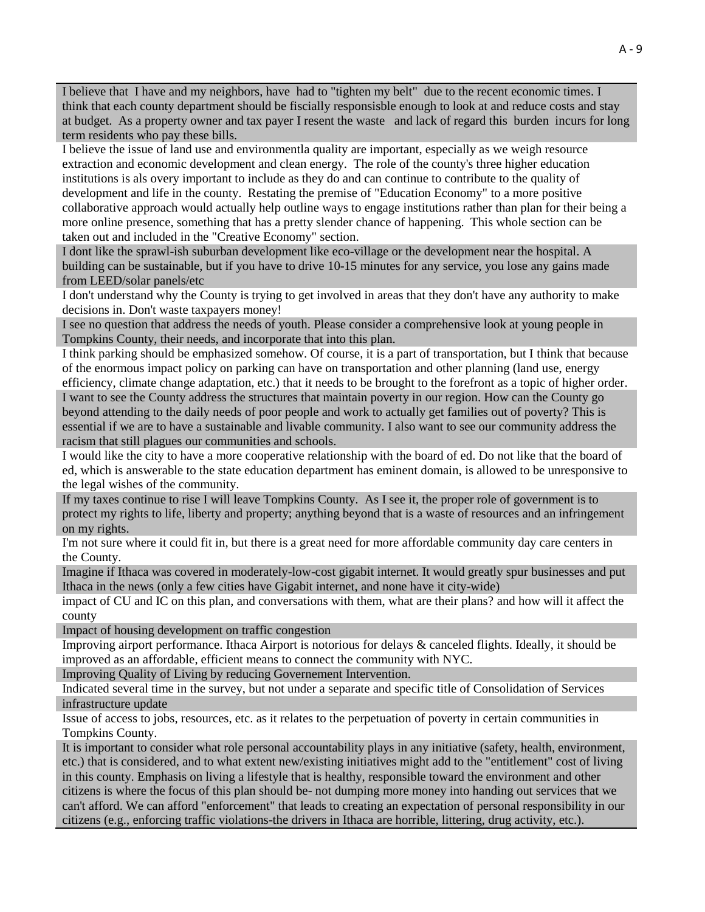I believe that I have and my neighbors, have had to "tighten my belt" due to the recent economic times. I think that each county department should be fiscially responsisble enough to look at and reduce costs and stay at budget. As a property owner and tax payer I resent the waste and lack of regard this burden incurs for long term residents who pay these bills.

I believe the issue of land use and environmentla quality are important, especially as we weigh resource extraction and economic development and clean energy. The role of the county's three higher education institutions is als overy important to include as they do and can continue to contribute to the quality of development and life in the county. Restating the premise of "Education Economy" to a more positive collaborative approach would actually help outline ways to engage institutions rather than plan for their being a more online presence, something that has a pretty slender chance of happening. This whole section can be taken out and included in the "Creative Economy" section.

I dont like the sprawl-ish suburban development like eco-village or the development near the hospital. A building can be sustainable, but if you have to drive 10-15 minutes for any service, you lose any gains made from LEED/solar panels/etc

I don't understand why the County is trying to get involved in areas that they don't have any authority to make decisions in. Don't waste taxpayers money!

I see no question that address the needs of youth. Please consider a comprehensive look at young people in Tompkins County, their needs, and incorporate that into this plan.

I think parking should be emphasized somehow. Of course, it is a part of transportation, but I think that because of the enormous impact policy on parking can have on transportation and other planning (land use, energy efficiency, climate change adaptation, etc.) that it needs to be brought to the forefront as a topic of higher order.

I want to see the County address the structures that maintain poverty in our region. How can the County go beyond attending to the daily needs of poor people and work to actually get families out of poverty? This is essential if we are to have a sustainable and livable community. I also want to see our community address the racism that still plagues our communities and schools.

I would like the city to have a more cooperative relationship with the board of ed. Do not like that the board of ed, which is answerable to the state education department has eminent domain, is allowed to be unresponsive to the legal wishes of the community.

If my taxes continue to rise I will leave Tompkins County. As I see it, the proper role of government is to protect my rights to life, liberty and property; anything beyond that is a waste of resources and an infringement on my rights.

I'm not sure where it could fit in, but there is a great need for more affordable community day care centers in the County.

Imagine if Ithaca was covered in moderately-low-cost gigabit internet. It would greatly spur businesses and put Ithaca in the news (only a few cities have Gigabit internet, and none have it city-wide)

impact of CU and IC on this plan, and conversations with them, what are their plans? and how will it affect the county

Impact of housing development on traffic congestion

Improving airport performance. Ithaca Airport is notorious for delays & canceled flights. Ideally, it should be improved as an affordable, efficient means to connect the community with NYC.

Improving Quality of Living by reducing Governement Intervention.

Indicated several time in the survey, but not under a separate and specific title of Consolidation of Services

infrastructure update

Issue of access to jobs, resources, etc. as it relates to the perpetuation of poverty in certain communities in Tompkins County.

It is important to consider what role personal accountability plays in any initiative (safety, health, environment, etc.) that is considered, and to what extent new/existing initiatives might add to the "entitlement" cost of living in this county. Emphasis on living a lifestyle that is healthy, responsible toward the environment and other citizens is where the focus of this plan should be- not dumping more money into handing out services that we can't afford. We can afford "enforcement" that leads to creating an expectation of personal responsibility in our citizens (e.g., enforcing traffic violations-the drivers in Ithaca are horrible, littering, drug activity, etc.).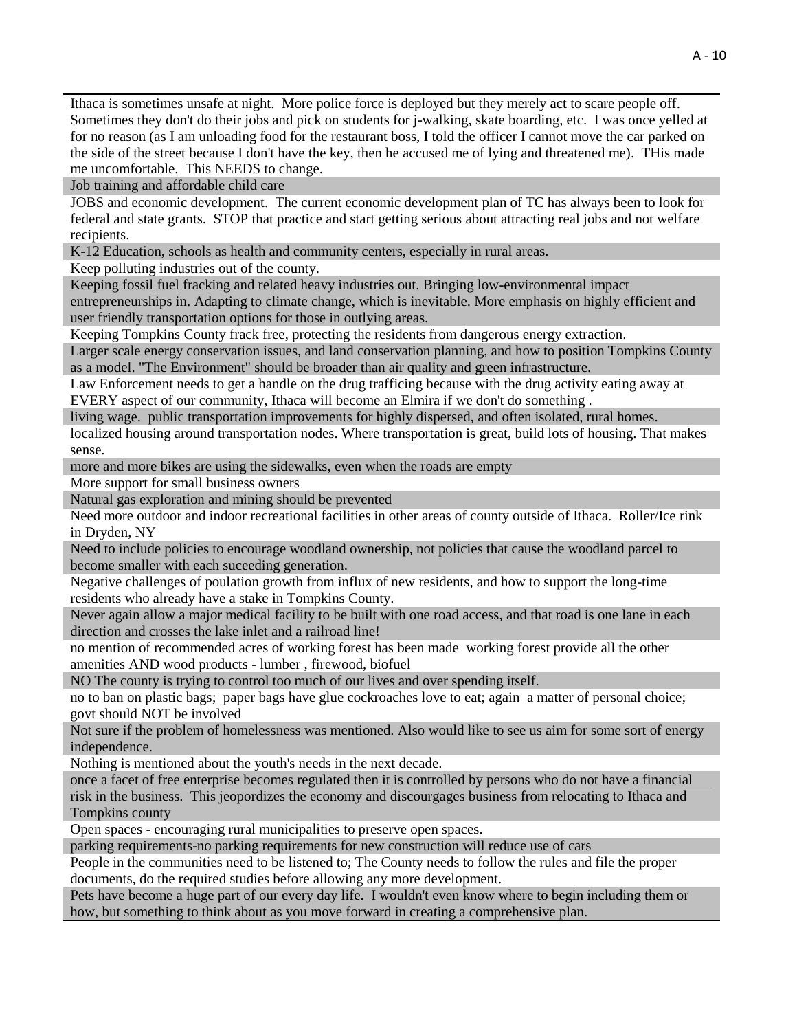Ithaca is sometimes unsafe at night. More police force is deployed but they merely act to scare people off. Sometimes they don't do their jobs and pick on students for j-walking, skate boarding, etc. I was once yelled at for no reason (as I am unloading food for the restaurant boss, I told the officer I cannot move the car parked on the side of the street because I don't have the key, then he accused me of lying and threatened me). THis made me uncomfortable. This NEEDS to change.

Job training and affordable child care

JOBS and economic development. The current economic development plan of TC has always been to look for federal and state grants. STOP that practice and start getting serious about attracting real jobs and not welfare recipients.

K-12 Education, schools as health and community centers, especially in rural areas.

Keep polluting industries out of the county.

Keeping fossil fuel fracking and related heavy industries out. Bringing low-environmental impact entrepreneurships in. Adapting to climate change, which is inevitable. More emphasis on highly efficient and user friendly transportation options for those in outlying areas.

Keeping Tompkins County frack free, protecting the residents from dangerous energy extraction.

Larger scale energy conservation issues, and land conservation planning, and how to position Tompkins County as a model. "The Environment" should be broader than air quality and green infrastructure.

Law Enforcement needs to get a handle on the drug trafficing because with the drug activity eating away at EVERY aspect of our community, Ithaca will become an Elmira if we don't do something .

living wage. public transportation improvements for highly dispersed, and often isolated, rural homes.

localized housing around transportation nodes. Where transportation is great, build lots of housing. That makes sense.

more and more bikes are using the sidewalks, even when the roads are empty

More support for small business owners

Natural gas exploration and mining should be prevented

Need more outdoor and indoor recreational facilities in other areas of county outside of Ithaca. Roller/Ice rink in Dryden, NY

Need to include policies to encourage woodland ownership, not policies that cause the woodland parcel to become smaller with each suceeding generation.

Negative challenges of poulation growth from influx of new residents, and how to support the long-time residents who already have a stake in Tompkins County.

Never again allow a major medical facility to be built with one road access, and that road is one lane in each direction and crosses the lake inlet and a railroad line!

no mention of recommended acres of working forest has been made working forest provide all the other amenities AND wood products - lumber , firewood, biofuel

NO The county is trying to control too much of our lives and over spending itself.

no to ban on plastic bags; paper bags have glue cockroaches love to eat; again a matter of personal choice; govt should NOT be involved

Not sure if the problem of homelessness was mentioned. Also would like to see us aim for some sort of energy independence.

Nothing is mentioned about the youth's needs in the next decade.

once a facet of free enterprise becomes regulated then it is controlled by persons who do not have a financial risk in the business. This jeopordizes the economy and discourgages business from relocating to Ithaca and Tompkins county

Open spaces - encouraging rural municipalities to preserve open spaces.

parking requirements-no parking requirements for new construction will reduce use of cars

People in the communities need to be listened to; The County needs to follow the rules and file the proper documents, do the required studies before allowing any more development.

Pets have become a huge part of our every day life. I wouldn't even know where to begin including them or how, but something to think about as you move forward in creating a comprehensive plan.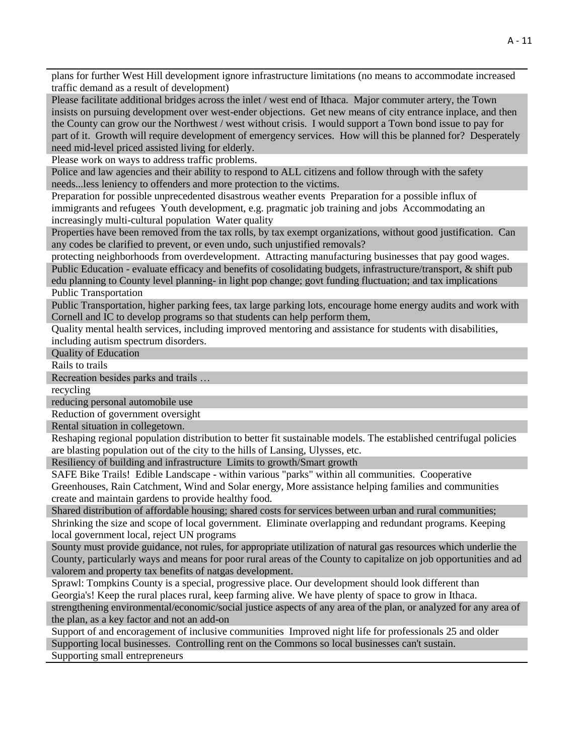plans for further West Hill development ignore infrastructure limitations (no means to accommodate increased traffic demand as a result of development)

Please facilitate additional bridges across the inlet / west end of Ithaca. Major commuter artery, the Town insists on pursuing development over west-ender objections. Get new means of city entrance inplace, and then the County can grow our the Northwest / west without crisis. I would support a Town bond issue to pay for part of it. Growth will require development of emergency services. How will this be planned for? Desperately need mid-level priced assisted living for elderly.

Please work on ways to address traffic problems.

Police and law agencies and their ability to respond to ALL citizens and follow through with the safety needs...less leniency to offenders and more protection to the victims.

Preparation for possible unprecedented disastrous weather events Preparation for a possible influx of immigrants and refugees Youth development, e.g. pragmatic job training and jobs Accommodating an increasingly multi-cultural population Water quality

Properties have been removed from the tax rolls, by tax exempt organizations, without good justification. Can any codes be clarified to prevent, or even undo, such unjustified removals?

protecting neighborhoods from overdevelopment. Attracting manufacturing businesses that pay good wages.

Public Education - evaluate efficacy and benefits of cosolidating budgets, infrastructure/transport, & shift pub edu planning to County level planning- in light pop change; govt funding fluctuation; and tax implications

Public Transportation

Public Transportation, higher parking fees, tax large parking lots, encourage home energy audits and work with Cornell and IC to develop programs so that students can help perform them,

Quality mental health services, including improved mentoring and assistance for students with disabilities, including autism spectrum disorders.

Quality of Education

Rails to trails

Recreation besides parks and trails …

recycling

reducing personal automobile use

Reduction of government oversight

Rental situation in collegetown.

Reshaping regional population distribution to better fit sustainable models. The established centrifugal policies are blasting population out of the city to the hills of Lansing, Ulysses, etc.

Resiliency of building and infrastructure Limits to growth/Smart growth

SAFE Bike Trails! Edible Landscape - within various "parks" within all communities. Cooperative Greenhouses, Rain Catchment, Wind and Solar energy, More assistance helping families and communities create and maintain gardens to provide healthy food.

Shared distribution of affordable housing; shared costs for services between urban and rural communities;

Shrinking the size and scope of local government. Eliminate overlapping and redundant programs. Keeping local government local, reject UN programs

Sounty must provide guidance, not rules, for appropriate utilization of natural gas resources which underlie the County, particularly ways and means for poor rural areas of the County to capitalize on job opportunities and ad valorem and property tax benefits of natgas development.

Sprawl: Tompkins County is a special, progressive place. Our development should look different than Georgia's! Keep the rural places rural, keep farming alive. We have plenty of space to grow in Ithaca.

strengthening environmental/economic/social justice aspects of any area of the plan, or analyzed for any area of the plan, as a key factor and not an add-on

Support of and encoragement of inclusive communities Improved night life for professionals 25 and older

Supporting local businesses. Controlling rent on the Commons so local businesses can't sustain.

Supporting small entrepreneurs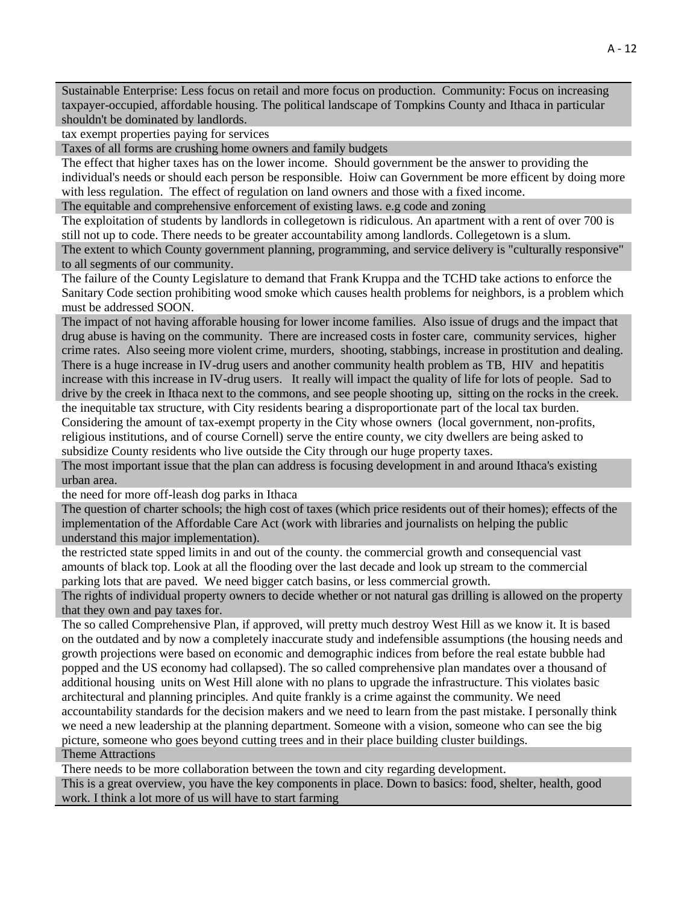Sustainable Enterprise: Less focus on retail and more focus on production. Community: Focus on increasing taxpayer-occupied, affordable housing. The political landscape of Tompkins County and Ithaca in particular shouldn't be dominated by landlords.

tax exempt properties paying for services

Taxes of all forms are crushing home owners and family budgets

The effect that higher taxes has on the lower income. Should government be the answer to providing the individual's needs or should each person be responsible. Hoiw can Government be more efficent by doing more with less regulation. The effect of regulation on land owners and those with a fixed income.

The equitable and comprehensive enforcement of existing laws. e.g code and zoning

The exploitation of students by landlords in collegetown is ridiculous. An apartment with a rent of over 700 is still not up to code. There needs to be greater accountability among landlords. Collegetown is a slum.

The extent to which County government planning, programming, and service delivery is "culturally responsive" to all segments of our community.

The failure of the County Legislature to demand that Frank Kruppa and the TCHD take actions to enforce the Sanitary Code section prohibiting wood smoke which causes health problems for neighbors, is a problem which must be addressed SOON.

The impact of not having afforable housing for lower income families. Also issue of drugs and the impact that drug abuse is having on the community. There are increased costs in foster care, community services, higher crime rates. Also seeing more violent crime, murders, shooting, stabbings, increase in prostitution and dealing. There is a huge increase in IV-drug users and another community health problem as TB, HIV and hepatitis increase with this increase in IV-drug users. It really will impact the quality of life for lots of people. Sad to drive by the creek in Ithaca next to the commons, and see people shooting up, sitting on the rocks in the creek.

the inequitable tax structure, with City residents bearing a disproportionate part of the local tax burden. Considering the amount of tax-exempt property in the City whose owners (local government, non-profits, religious institutions, and of course Cornell) serve the entire county, we city dwellers are being asked to subsidize County residents who live outside the City through our huge property taxes.

The most important issue that the plan can address is focusing development in and around Ithaca's existing urban area.

the need for more off-leash dog parks in Ithaca

The question of charter schools; the high cost of taxes (which price residents out of their homes); effects of the implementation of the Affordable Care Act (work with libraries and journalists on helping the public understand this major implementation).

the restricted state spped limits in and out of the county. the commercial growth and consequencial vast amounts of black top. Look at all the flooding over the last decade and look up stream to the commercial parking lots that are paved. We need bigger catch basins, or less commercial growth.

The rights of individual property owners to decide whether or not natural gas drilling is allowed on the property that they own and pay taxes for.

The so called Comprehensive Plan, if approved, will pretty much destroy West Hill as we know it. It is based on the outdated and by now a completely inaccurate study and indefensible assumptions (the housing needs and growth projections were based on economic and demographic indices from before the real estate bubble had popped and the US economy had collapsed). The so called comprehensive plan mandates over a thousand of additional housing units on West Hill alone with no plans to upgrade the infrastructure. This violates basic architectural and planning principles. And quite frankly is a crime against the community. We need accountability standards for the decision makers and we need to learn from the past mistake. I personally think we need a new leadership at the planning department. Someone with a vision, someone who can see the big picture, someone who goes beyond cutting trees and in their place building cluster buildings.

Theme Attractions

There needs to be more collaboration between the town and city regarding development.

This is a great overview, you have the key components in place. Down to basics: food, shelter, health, good work. I think a lot more of us will have to start farming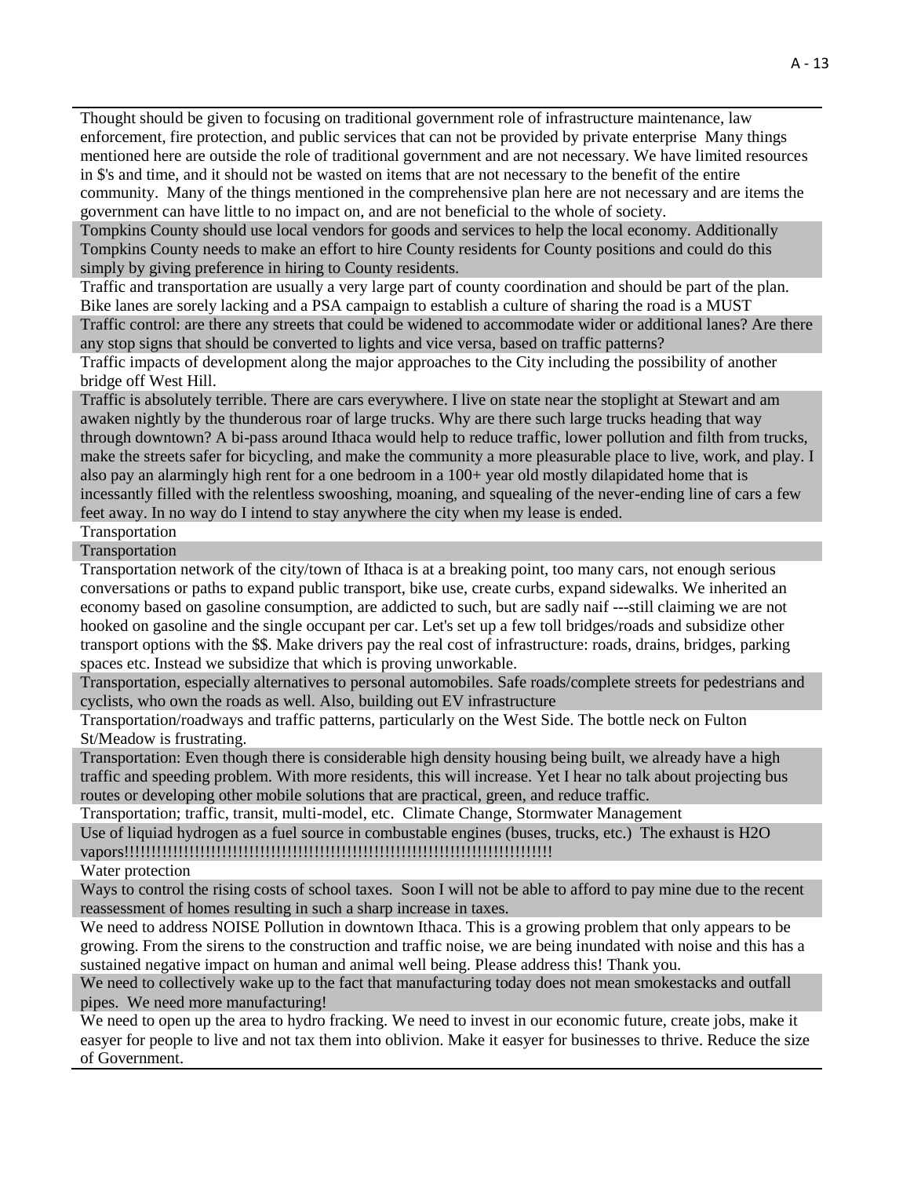| |
|---|
| Thought should be given to focusing on traditional government role of infrastructure maintenance, law enforcement, fire protection, and public services that can not be provided by private enterprise Many things mentioned here are outside the role of traditional government and are not necessary. We have limited resources in $'s and time, and it should not be wasted on items that are not necessary to the benefit of the entire community. Many of the things mentioned in the comprehensive plan here are not necessary and are items the government can have little to no impact on, and are not beneficial to the whole of society. |
| Tompkins County should use local vendors for goods and services to help the local economy. Additionally Tompkins County needs to make an effort to hire County residents for County positions and could do this simply by giving preference in hiring to County residents. |
| Traffic and transportation are usually a very large part of county coordination and should be part of the plan. Bike lanes are sorely lacking and a PSA campaign to establish a culture of sharing the road is a MUST |
| Traffic control: are there any streets that could be widened to accommodate wider or additional lanes? Are there any stop signs that should be converted to lights and vice versa, based on traffic patterns? |
| Traffic impacts of development along the major approaches to the City including the possibility of another bridge off West Hill. |
| Traffic is absolutely terrible. There are cars everywhere. I live on state near the stoplight at Stewart and am awaken nightly by the thunderous roar of large trucks. Why are there such large trucks heading that way through downtown? A bi-pass around Ithaca would help to reduce traffic, lower pollution and filth from trucks, make the streets safer for bicycling, and make the community a more pleasurable place to live, work, and play. I also pay an alarmingly high rent for a one bedroom in a 100+ year old mostly dilapidated home that is incessantly filled with the relentless swooshing, moaning, and squealing of the never-ending line of cars a few feet away. In no way do I intend to stay anywhere the city when my lease is ended. |
| Transportation |
| Transportation |
| Transportation network of the city/town of Ithaca is at a breaking point, too many cars, not enough serious conversations or paths to expand public transport, bike use, create curbs, expand sidewalks. We inherited an economy based on gasoline consumption, are addicted to such, but are sadly naif ---still claiming we are not hooked on gasoline and the single occupant per car. Let's set up a few toll bridges/roads and subsidize other transport options with the $$. Make drivers pay the real cost of infrastructure: roads, drains, bridges, parking spaces etc. Instead we subsidize that which is proving unworkable. |
| Transportation, especially alternatives to personal automobiles. Safe roads/complete streets for pedestrians and cyclists, who own the roads as well. Also, building out EV infrastructure |
| Transportation/roadways and traffic patterns, particularly on the West Side. The bottle neck on Fulton St/Meadow is frustrating. |
| Transportation: Even though there is considerable high density housing being built, we already have a high traffic and speeding problem. With more residents, this will increase. Yet I hear no talk about projecting bus routes or developing other mobile solutions that are practical, green, and reduce traffic. |
| Transportation; traffic, transit, multi-model, etc. Climate Change, Stormwater Management |
| Use of liquiad hydrogen as a fuel source in combustable engines (buses, trucks, etc.) The exhaust is H2O vapors!!!!!!!!!!!!!!!!!!!!!!!!!!!!!!!!!!!!!!!!!!!!!!!!!!!!!!!!!!!!!!!!!!!!!!!!!!!!!!!!!! |
| Water protection |
| Ways to control the rising costs of school taxes. Soon I will not be able to afford to pay mine due to the recent reassessment of homes resulting in such a sharp increase in taxes. |
| We need to address NOISE Pollution in downtown Ithaca. This is a growing problem that only appears to be growing. From the sirens to the construction and traffic noise, we are being inundated with noise and this has a sustained negative impact on human and animal well being. Please address this! Thank you. |
| We need to collectively wake up to the fact that manufacturing today does not mean smokestacks and outfall pipes. We need more manufacturing! |
| We need to open up the area to hydro fracking. We need to invest in our economic future, create jobs, make it easyer for people to live and not tax them into oblivion. Make it easyer for businesses to thrive. Reduce the size of Government. |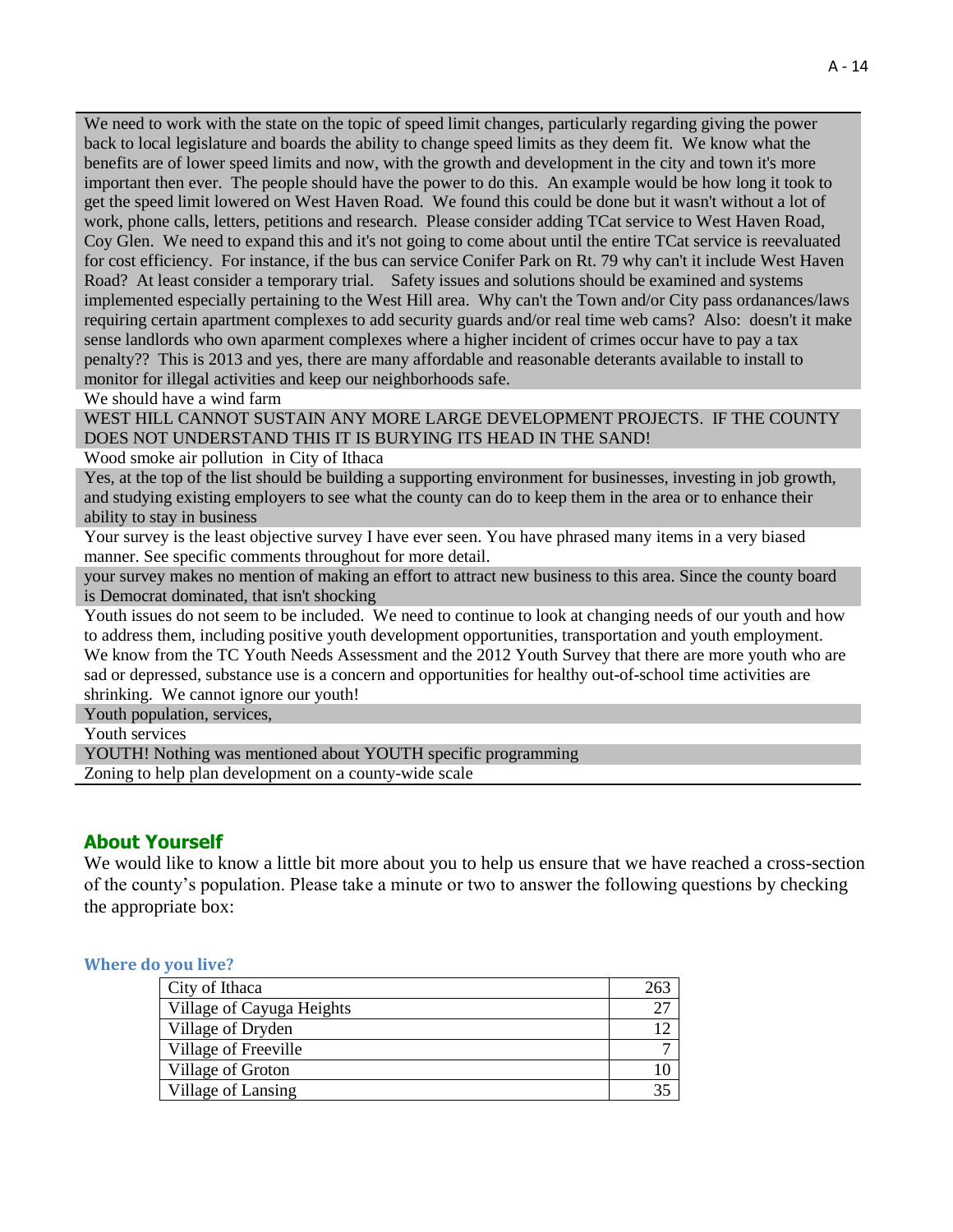| |
|---|
| We need to work with the state on the topic of speed limit changes, particularly regarding giving the power back to local legislature and boards the ability to change speed limits as they deem fit. We know what the benefits are of lower speed limits and now, with the growth and development in the city and town it's more important then ever. The people should have the power to do this. An example would be how long it took to get the speed limit lowered on West Haven Road. We found this could be done but it wasn't without a lot of work, phone calls, letters, petitions and research. Please consider adding TCat service to West Haven Road, Coy Glen. We need to expand this and it's not going to come about until the entire TCat service is reevaluated for cost efficiency. For instance, if the bus can service Conifer Park on Rt. 79 why can't it include West Haven Road? At least consider a temporary trial. Safety issues and solutions should be examined and systems implemented especially pertaining to the West Hill area. Why can't the Town and/or City pass ordanances/laws requiring certain apartment complexes to add security guards and/or real time web cams? Also: doesn't it make sense landlords who own aparment complexes where a higher incident of crimes occur have to pay a tax penalty?? This is 2013 and yes, there are many affordable and reasonable deterants available to install to monitor for illegal activities and keep our neighborhoods safe. |
| We should have a wind farm |
| WEST HILL CANNOT SUSTAIN ANY MORE LARGE DEVELOPMENT PROJECTS. IF THE COUNTY DOES NOT UNDERSTAND THIS IT IS BURYING ITS HEAD IN THE SAND! |
| Wood smoke air pollution in City of Ithaca |
| Yes, at the top of the list should be building a supporting environment for businesses, investing in job growth, and studying existing employers to see what the county can do to keep them in the area or to enhance their ability to stay in business |
| Your survey is the least objective survey I have ever seen. You have phrased many items in a very biased manner. See specific comments throughout for more detail. |
| your survey makes no mention of making an effort to attract new business to this area. Since the county board is Democrat dominated, that isn't shocking |
| Youth issues do not seem to be included. We need to continue to look at changing needs of our youth and how to address them, including positive youth development opportunities, transportation and youth employment. We know from the TC Youth Needs Assessment and the 2012 Youth Survey that there are more youth who are sad or depressed, substance use is a concern and opportunities for healthy out-of-school time activities are shrinking. We cannot ignore our youth! |
| Youth population, services, |
| Youth services |
| YOUTH! Nothing was mentioned about YOUTH specific programming |
| Zoning to help plan development on a county-wide scale |

## About Yourself

We would like to know a little bit more about you to help us ensure that we have reached a cross-section of the county's population. Please take a minute or two to answer the following questions by checking the appropriate box:

### Where do you live?

| Location | Count |
|---|---|
| City of Ithaca | 263 |
| Village of Cayuga Heights | 27 |
| Village of Dryden | 12 |
| Village of Freeville | 7 |
| Village of Groton | 10 |
| Village of Lansing | 35 |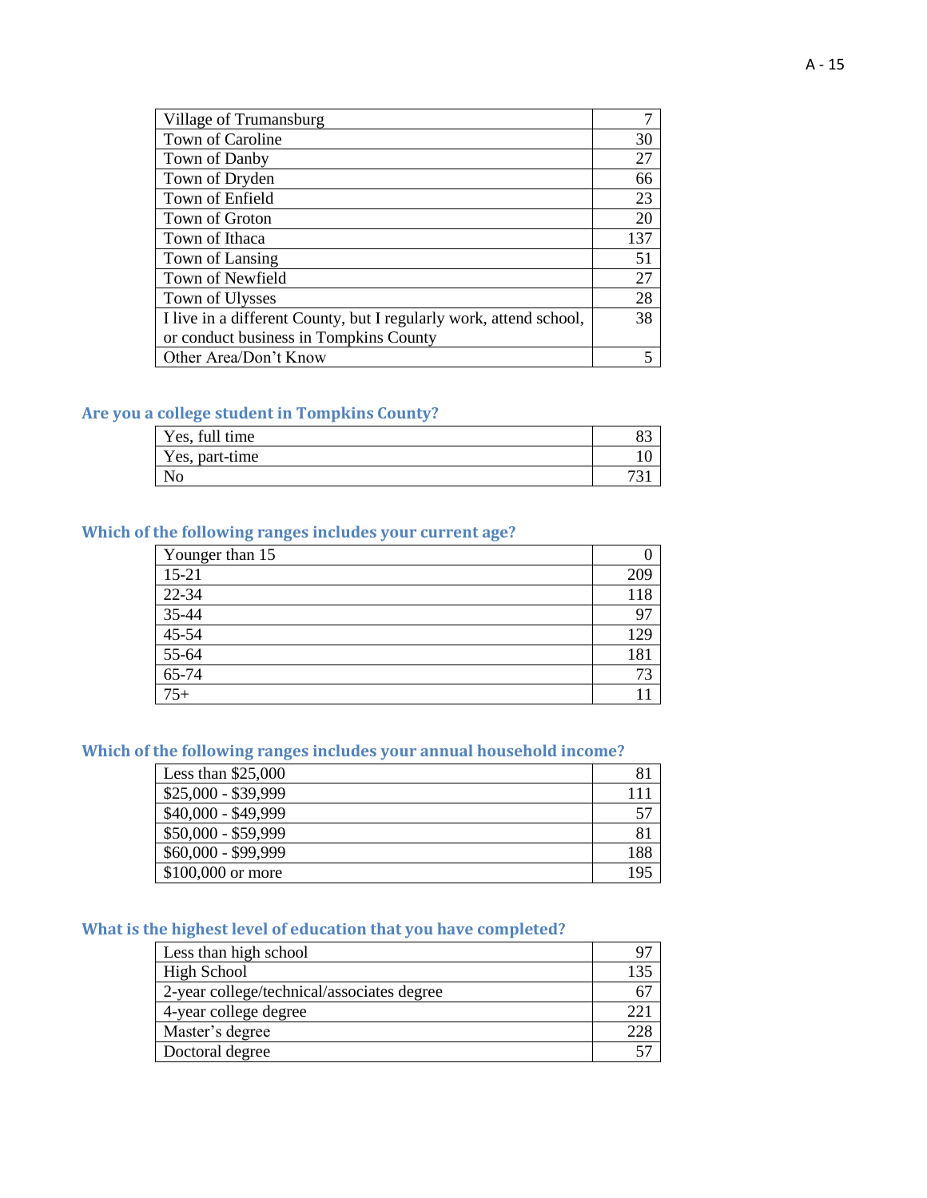| | |
|---|---|
| Village of Trumansburg | 7 |
| Town of Caroline | 30 |
| Town of Danby | 27 |
| Town of Dryden | 66 |
| Town of Enfield | 23 |
| Town of Groton | 20 |
| Town of Ithaca | 137 |
| Town of Lansing | 51 |
| Town of Newfield | 27 |
| Town of Ulysses | 28 |
| I live in a different County, but I regularly work, attend school, or conduct business in Tompkins County | 38 |
| Other Area/Don't Know | 5 |

### Are you a college student in Tompkins County?

| | |
|---|---|
| Yes, full time | 83 |
| Yes, part-time | 10 |
| No | 731 |

### Which of the following ranges includes your current age?

| | |
|---|---|
| Younger than 15 | 0 |
| 15-21 | 209 |
| 22-34 | 118 |
| 35-44 | 97 |
| 45-54 | 129 |
| 55-64 | 181 |
| 65-74 | 73 |
| 75+ | 11 |

### Which of the following ranges includes your annual household income?

| | |
|---|---|
| Less than $25,000 | 81 |
| $25,000 - $39,999 | 111 |
| $40,000 - $49,999 | 57 |
| $50,000 - $59,999 | 81 |
| $60,000 - $99,999 | 188 |
| $100,000 or more | 195 |

### What is the highest level of education that you have completed?

| | |
|---|---|
| Less than high school | 97 |
| High School | 135 |
| 2-year college/technical/associates degree | 67 |
| 4-year college degree | 221 |
| Master's degree | 228 |
| Doctoral degree | 57 |